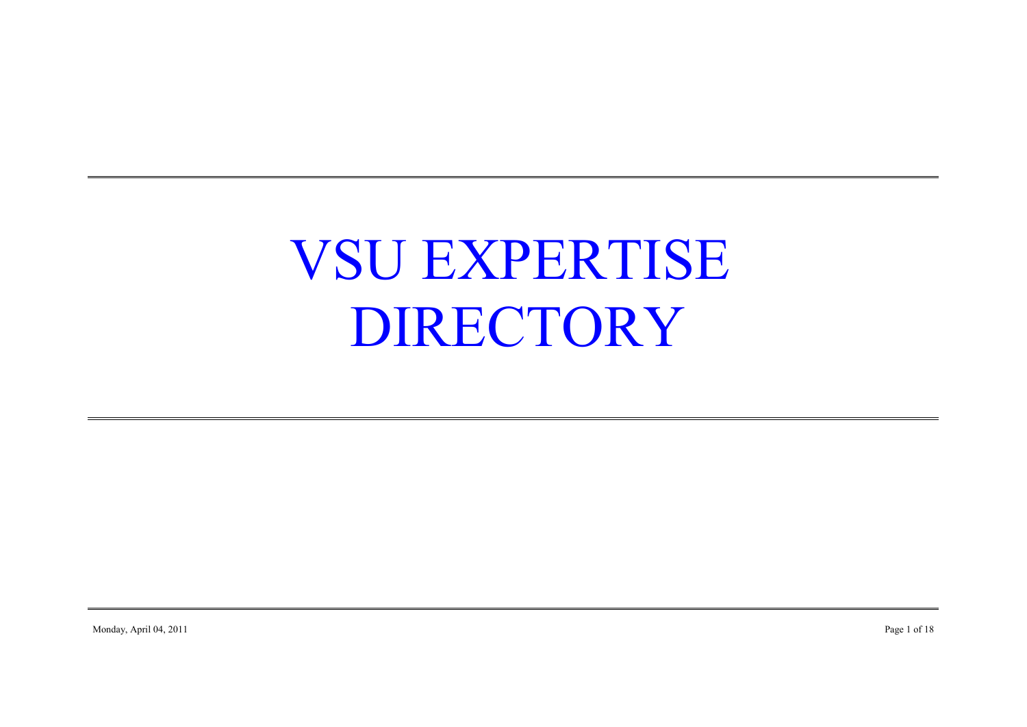# VSU EXPERTISE DIRECTORY

Monday, April 04, 2011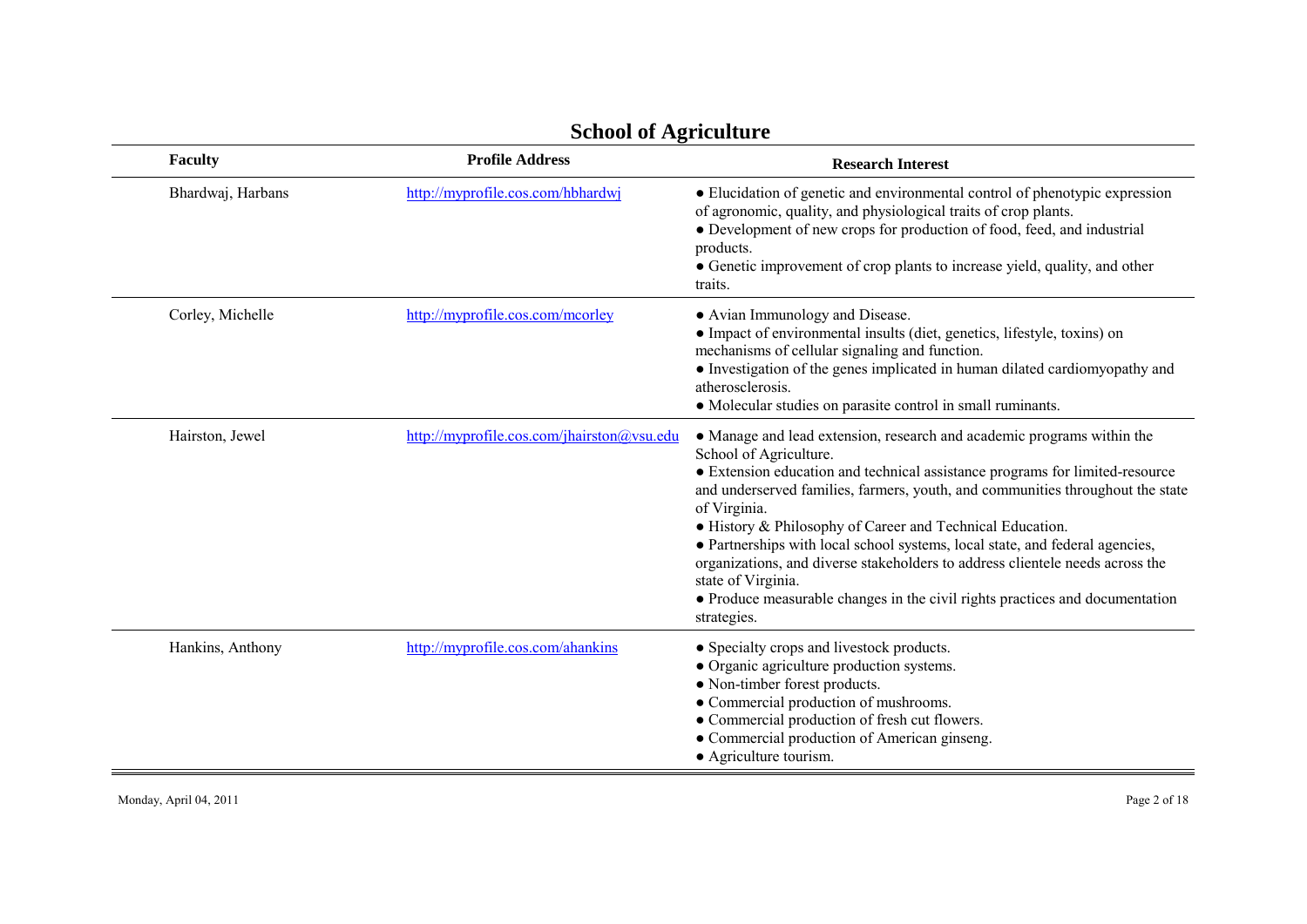# School of Agriculture

| Faculty | Profile Address | Research Interest |
|---|---|---|
| Bhardwaj, Harbans | http://myprofile.cos.com/hbhardwj | ● Elucidation of genetic and environmental control of phenotypic expression of agronomic, quality, and physiological traits of crop plants.<br>● Development of new crops for production of food, feed, and industrial products.<br>● Genetic improvement of crop plants to increase yield, quality, and other traits. |
| Corley, Michelle | http://myprofile.cos.com/mcorley | ● Avian Immunology and Disease.<br>● Impact of environmental insults (diet, genetics, lifestyle, toxins) on mechanisms of cellular signaling and function.<br>● Investigation of the genes implicated in human dilated cardiomyopathy and atherosclerosis.<br>● Molecular studies on parasite control in small ruminants. |
| Hairston, Jewel | http://myprofile.cos.com/jhairston@vsu.edu | ● Manage and lead extension, research and academic programs within the School of Agriculture.<br>● Extension education and technical assistance programs for limited-resource and underserved families, farmers, youth, and communities throughout the state of Virginia.<br>● History & Philosophy of Career and Technical Education.<br>● Partnerships with local school systems, local state, and federal agencies, organizations, and diverse stakeholders to address clientele needs across the state of Virginia.<br>● Produce measurable changes in the civil rights practices and documentation strategies. |
| Hankins, Anthony | http://myprofile.cos.com/ahankins | ● Specialty crops and livestock products.<br>● Organic agriculture production systems.<br>● Non-timber forest products.<br>● Commercial production of mushrooms.<br>● Commercial production of fresh cut flowers.<br>● Commercial production of American ginseng.<br>● Agriculture tourism. |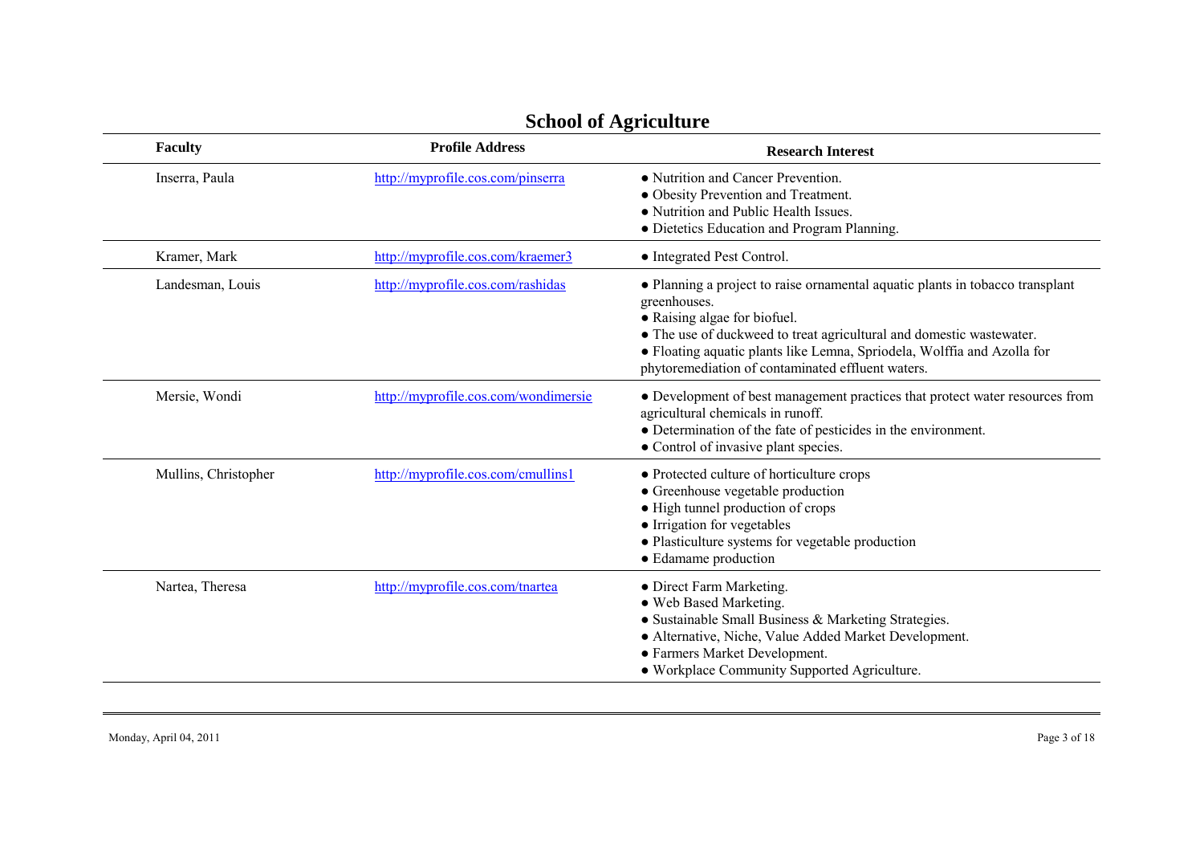## School of Agriculture

| Faculty | Profile Address | Research Interest |
|---|---|---|
| Inserra, Paula | http://myprofile.cos.com/pinserra | • Nutrition and Cancer Prevention.<br>• Obesity Prevention and Treatment.<br>• Nutrition and Public Health Issues.<br>• Dietetics Education and Program Planning. |
| Kramer, Mark | http://myprofile.cos.com/kraemer3 | • Integrated Pest Control. |
| Landesman, Louis | http://myprofile.cos.com/rashidas | • Planning a project to raise ornamental aquatic plants in tobacco transplant greenhouses.<br>• Raising algae for biofuel.<br>• The use of duckweed to treat agricultural and domestic wastewater.<br>• Floating aquatic plants like Lemna, Spriodela, Wolffia and Azolla for phytoremediation of contaminated effluent waters. |
| Mersie, Wondi | http://myprofile.cos.com/wondimersie | • Development of best management practices that protect water resources from agricultural chemicals in runoff.<br>• Determination of the fate of pesticides in the environment.<br>• Control of invasive plant species. |
| Mullins, Christopher | http://myprofile.cos.com/cmullins1 | • Protected culture of horticulture crops<br>• Greenhouse vegetable production<br>• High tunnel production of crops<br>• Irrigation for vegetables<br>• Plasticulture systems for vegetable production<br>• Edamame production |
| Nartea, Theresa | http://myprofile.cos.com/tnartea | • Direct Farm Marketing.<br>• Web Based Marketing.<br>• Sustainable Small Business & Marketing Strategies.<br>• Alternative, Niche, Value Added Market Development.<br>• Farmers Market Development.<br>• Workplace Community Supported Agriculture. |

Monday, April 04, 2011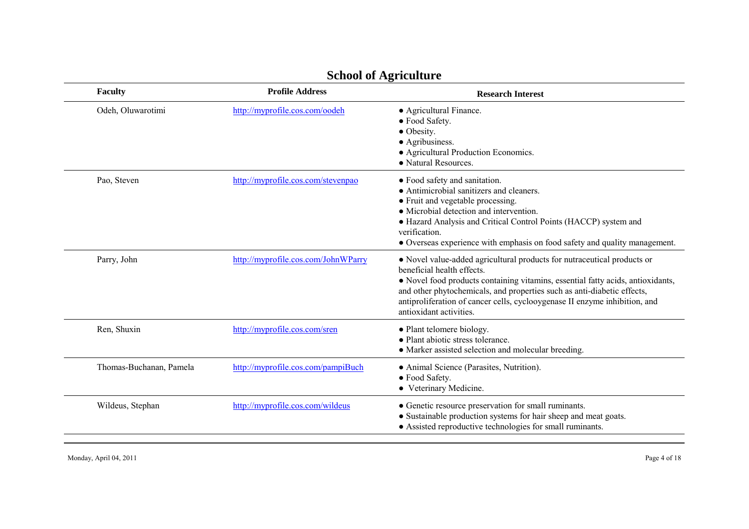# School of Agriculture

| Faculty | Profile Address | Research Interest |
| --- | --- | --- |
| Odeh, Oluwarotimi | http://myprofile.cos.com/oodeh | ● Agricultural Finance.<br>● Food Safety.<br>● Obesity.<br>● Agribusiness.<br>● Agricultural Production Economics.<br>● Natural Resources. |
| Pao, Steven | http://myprofile.cos.com/stevenpao | ● Food safety and sanitation.<br>● Antimicrobial sanitizers and cleaners.<br>● Fruit and vegetable processing.<br>● Microbial detection and intervention.<br>● Hazard Analysis and Critical Control Points (HACCP) system and verification.<br>● Overseas experience with emphasis on food safety and quality management. |
| Parry, John | http://myprofile.cos.com/JohnWParry | ● Novel value-added agricultural products for nutraceutical products or beneficial health effects.<br>● Novel food products containing vitamins, essential fatty acids, antioxidants, and other phytochemicals, and properties such as anti-diabetic effects, antiproliferation of cancer cells, cyclooygenase II enzyme inhibition, and antioxidant activities. |
| Ren, Shuxin | http://myprofile.cos.com/sren | ● Plant telomere biology.<br>● Plant abiotic stress tolerance.<br>● Marker assisted selection and molecular breeding. |
| Thomas-Buchanan, Pamela | http://myprofile.cos.com/pampiBuch | ● Animal Science (Parasites, Nutrition).<br>● Food Safety.<br>● Veterinary Medicine. |
| Wildeus, Stephan | http://myprofile.cos.com/wildeus | ● Genetic resource preservation for small ruminants.<br>● Sustainable production systems for hair sheep and meat goats.<br>● Assisted reproductive technologies for small ruminants. |

Monday, April 04, 2011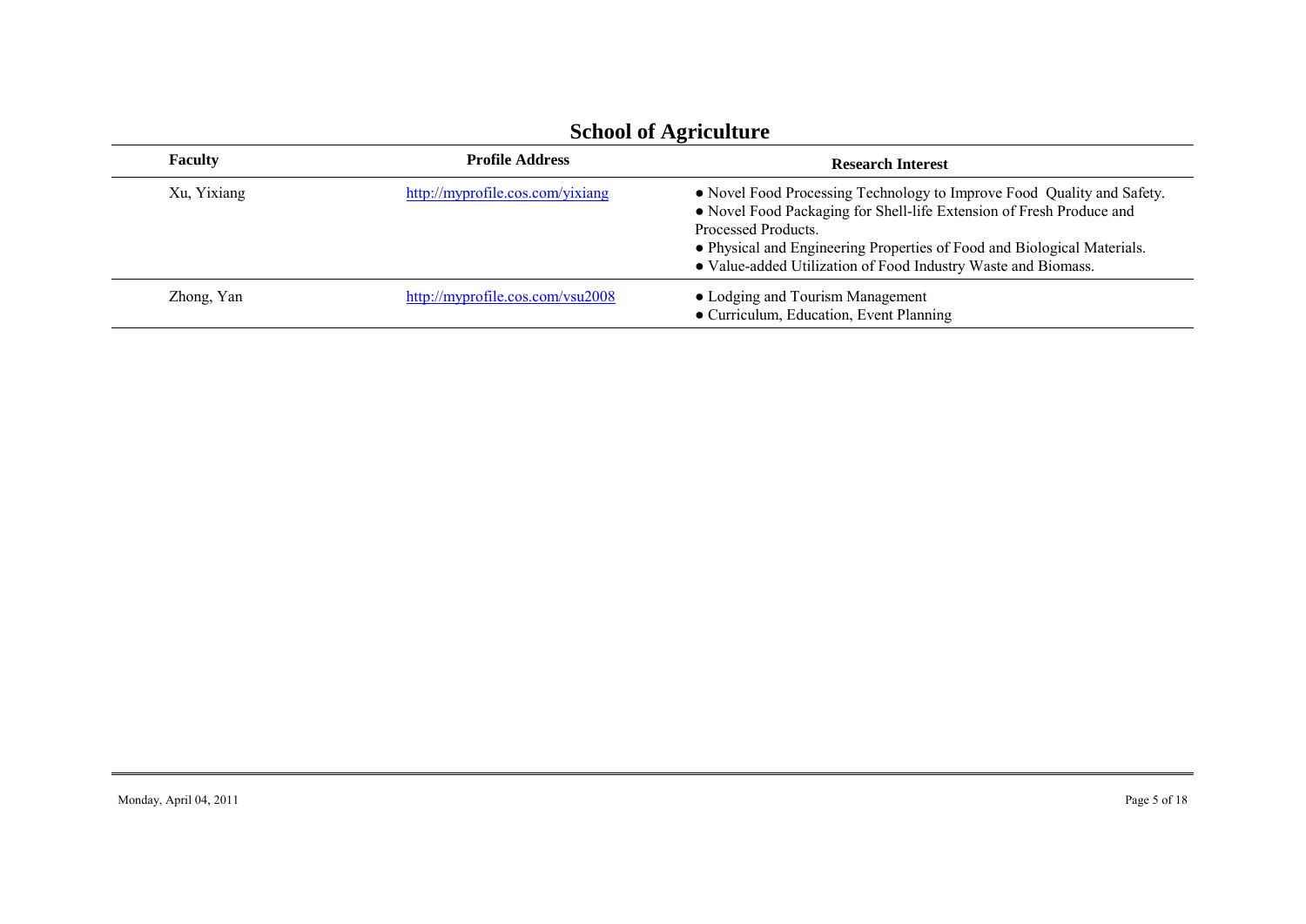## School of Agriculture

| Faculty | Profile Address | Research Interest |
| --- | --- | --- |
| Xu, Yixiang | http://myprofile.cos.com/yixiang | ● Novel Food Processing Technology to Improve Food Quality and Safety.<br>● Novel Food Packaging for Shell-life Extension of Fresh Produce and Processed Products.<br>● Physical and Engineering Properties of Food and Biological Materials.<br>● Value-added Utilization of Food Industry Waste and Biomass. |
| Zhong, Yan | http://myprofile.cos.com/vsu2008 | ● Lodging and Tourism Management<br>● Curriculum, Education, Event Planning |

Monday, April 04, 2011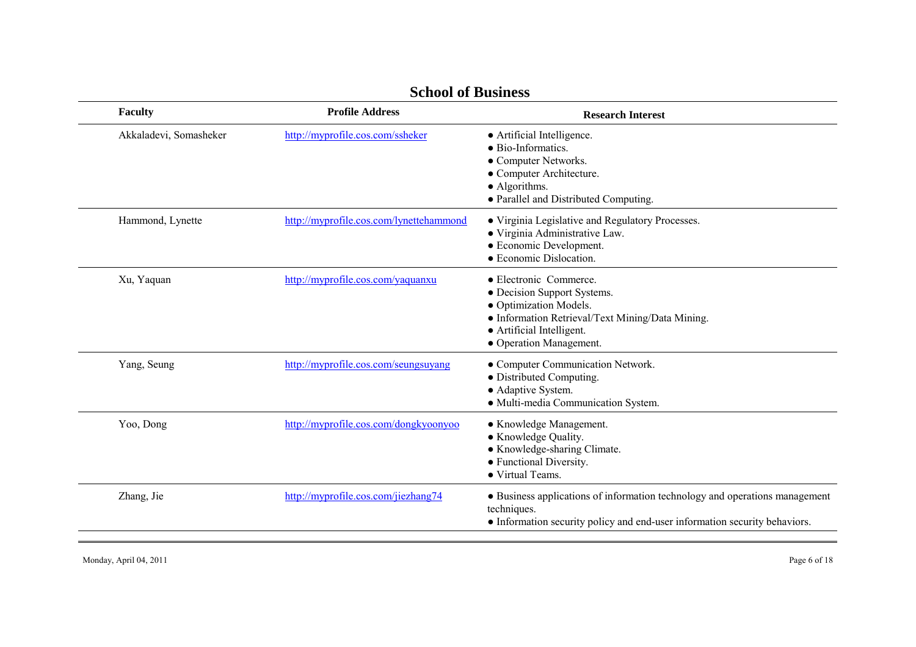## School of Business

| Faculty | Profile Address | Research Interest |
|---|---|---|
| Akkaladevi, Somasheker | http://myprofile.cos.com/ssheker | ● Artificial Intelligence.<br>● Bio-Informatics.<br>● Computer Networks.<br>● Computer Architecture.<br>● Algorithms.<br>● Parallel and Distributed Computing. |
| Hammond, Lynette | http://myprofile.cos.com/lynettehammond | ● Virginia Legislative and Regulatory Processes.<br>● Virginia Administrative Law.<br>● Economic Development.<br>● Economic Dislocation. |
| Xu, Yaquan | http://myprofile.cos.com/yaquanxu | ● Electronic Commerce.<br>● Decision Support Systems.<br>● Optimization Models.<br>● Information Retrieval/Text Mining/Data Mining.<br>● Artificial Intelligent.<br>● Operation Management. |
| Yang, Seung | http://myprofile.cos.com/seungsuyang | ● Computer Communication Network.<br>● Distributed Computing.<br>● Adaptive System.<br>● Multi-media Communication System. |
| Yoo, Dong | http://myprofile.cos.com/dongkyoonyoo | ● Knowledge Management.<br>● Knowledge Quality.<br>● Knowledge-sharing Climate.<br>● Functional Diversity.<br>● Virtual Teams. |
| Zhang, Jie | http://myprofile.cos.com/jiezhang74 | ● Business applications of information technology and operations management techniques.<br>● Information security policy and end-user information security behaviors. |

Monday, April 04, 2011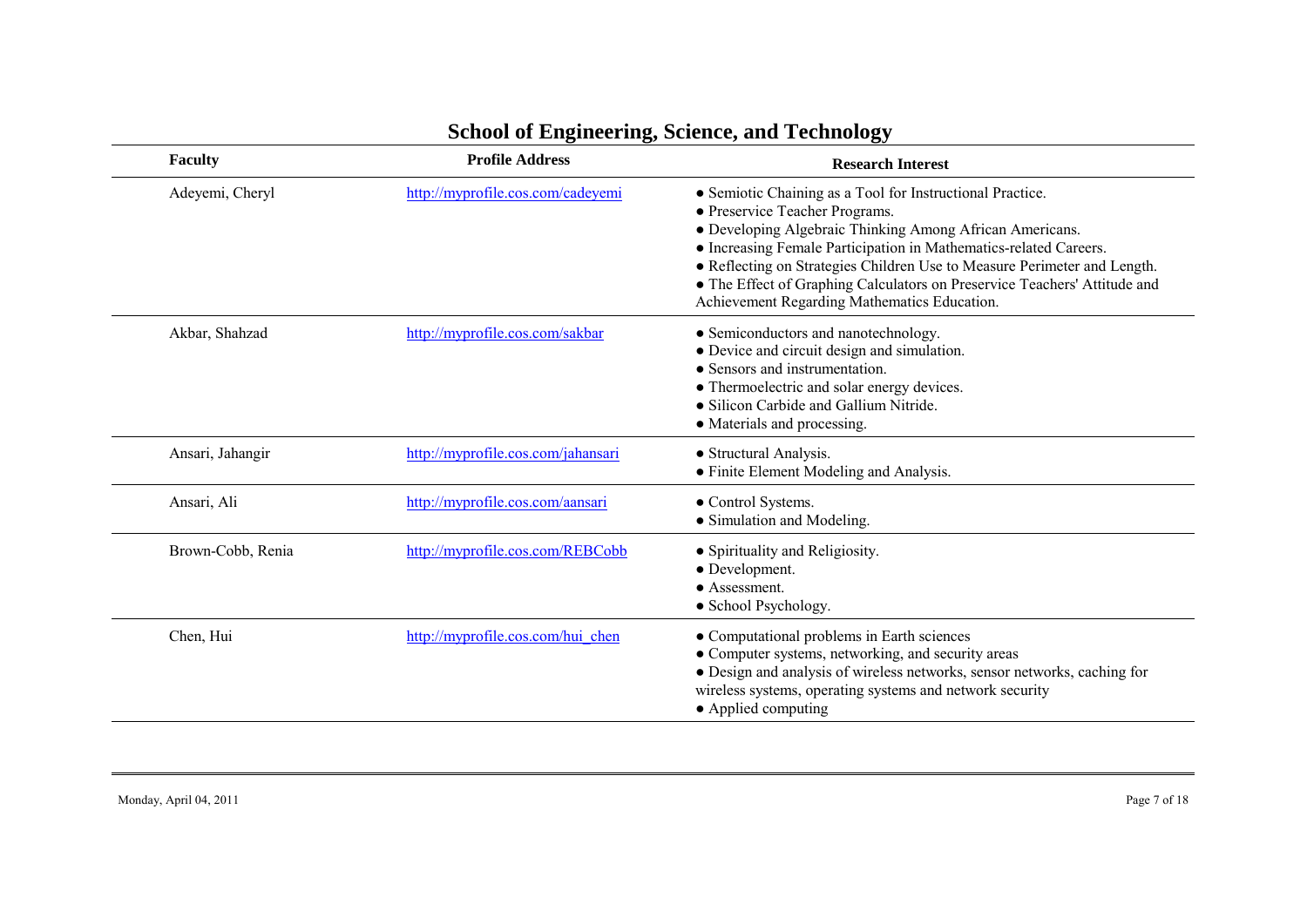## School of Engineering, Science, and Technology

| Faculty | Profile Address | Research Interest |
|---|---|---|
| Adeyemi, Cheryl | http://myprofile.cos.com/cadeyemi | ● Semiotic Chaining as a Tool for Instructional Practice.<br>● Preservice Teacher Programs.<br>● Developing Algebraic Thinking Among African Americans.<br>● Increasing Female Participation in Mathematics-related Careers.<br>● Reflecting on Strategies Children Use to Measure Perimeter and Length.<br>● The Effect of Graphing Calculators on Preservice Teachers' Attitude and Achievement Regarding Mathematics Education. |
| Akbar, Shahzad | http://myprofile.cos.com/sakbar | ● Semiconductors and nanotechnology.<br>● Device and circuit design and simulation.<br>● Sensors and instrumentation.<br>● Thermoelectric and solar energy devices.<br>● Silicon Carbide and Gallium Nitride.<br>● Materials and processing. |
| Ansari, Jahangir | http://myprofile.cos.com/jahansari | ● Structural Analysis.<br>● Finite Element Modeling and Analysis. |
| Ansari, Ali | http://myprofile.cos.com/aansari | ● Control Systems.<br>● Simulation and Modeling. |
| Brown-Cobb, Renia | http://myprofile.cos.com/REBCobb | ● Spirituality and Religiosity.<br>● Development.<br>● Assessment.<br>● School Psychology. |
| Chen, Hui | http://myprofile.cos.com/hui_chen | ● Computational problems in Earth sciences<br>● Computer systems, networking, and security areas<br>● Design and analysis of wireless networks, sensor networks, caching for wireless systems, operating systems and network security<br>● Applied computing |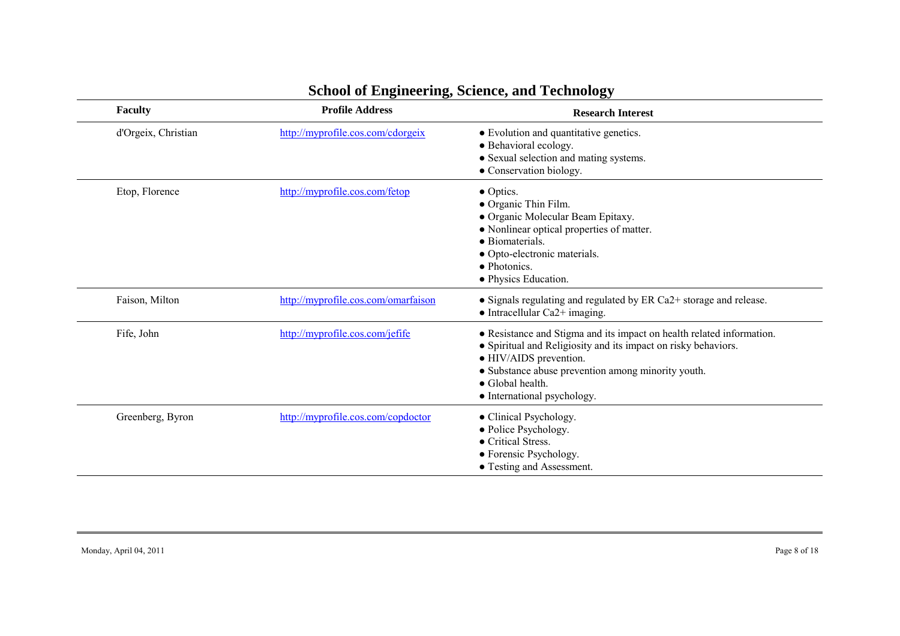# School of Engineering, Science, and Technology

| Faculty | Profile Address | Research Interest |
|---|---|---|
| d'Orgeix, Christian | http://myprofile.cos.com/cdorgeix | ● Evolution and quantitative genetics.<br>● Behavioral ecology.<br>● Sexual selection and mating systems.<br>● Conservation biology. |
| Etop, Florence | http://myprofile.cos.com/fetop | ● Optics.<br>● Organic Thin Film.<br>● Organic Molecular Beam Epitaxy.<br>● Nonlinear optical properties of matter.<br>● Biomaterials.<br>● Opto-electronic materials.<br>● Photonics.<br>● Physics Education. |
| Faison, Milton | http://myprofile.cos.com/omarfaison | ● Signals regulating and regulated by ER $Ca^{2+}$ storage and release.<br>● Intracellular $Ca^{2+}$ imaging. |
| Fife, John | http://myprofile.cos.com/jefife | ● Resistance and Stigma and its impact on health related information.<br>● Spiritual and Religiosity and its impact on risky behaviors.<br>● HIV/AIDS prevention.<br>● Substance abuse prevention among minority youth.<br>● Global health.<br>● International psychology. |
| Greenberg, Byron | http://myprofile.cos.com/copdoctor | ● Clinical Psychology.<br>● Police Psychology.<br>● Critical Stress.<br>● Forensic Psychology.<br>● Testing and Assessment. |

Monday, April 04, 2011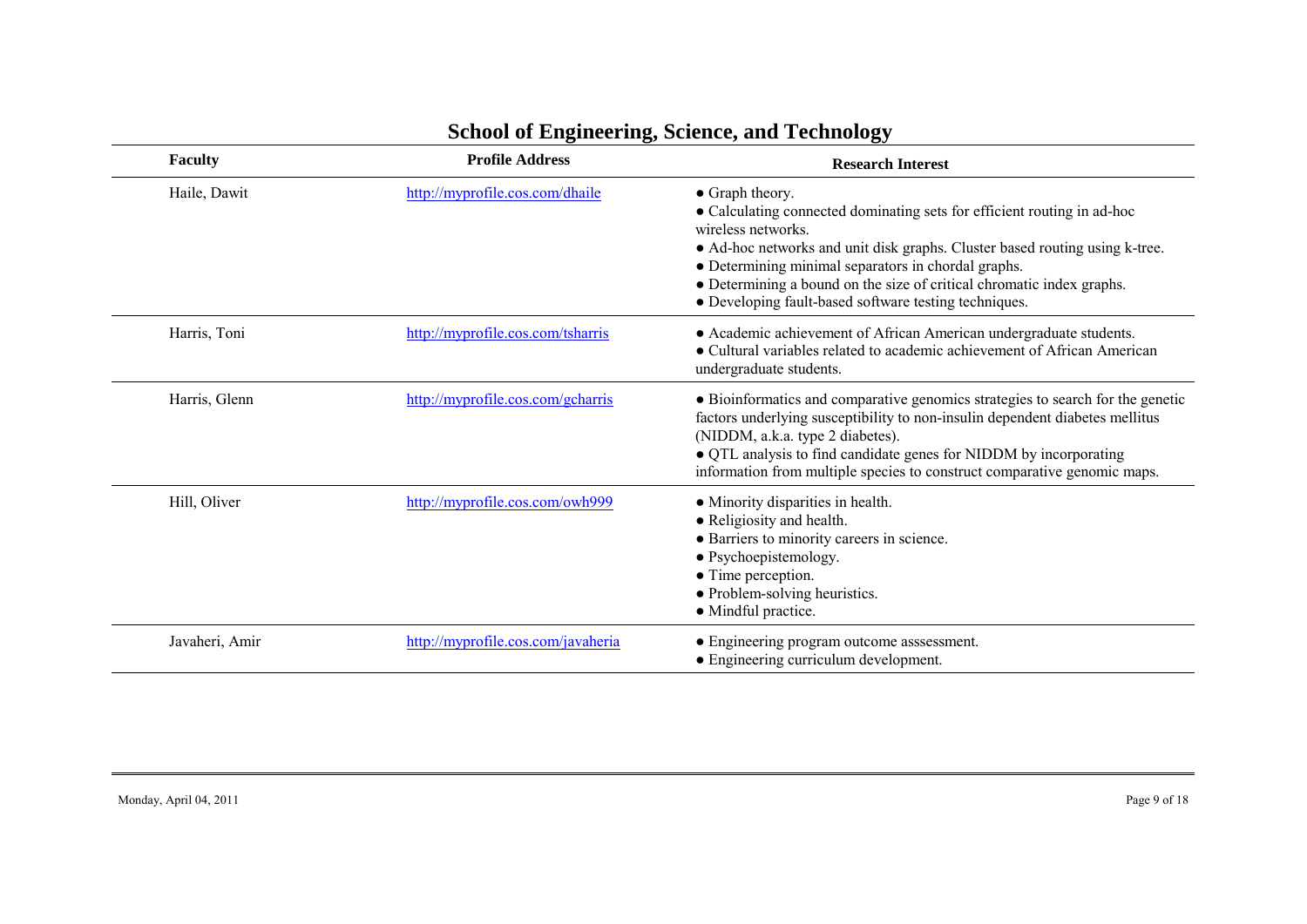# School of Engineering, Science, and Technology

| Faculty | Profile Address | Research Interest |
| --- | --- | --- |
| Haile, Dawit | http://myprofile.cos.com/dhaile | ● Graph theory.<br>● Calculating connected dominating sets for efficient routing in ad-hoc wireless networks.<br>● Ad-hoc networks and unit disk graphs. Cluster based routing using k-tree.<br>● Determining minimal separators in chordal graphs.<br>● Determining a bound on the size of critical chromatic index graphs.<br>● Developing fault-based software testing techniques. |
| Harris, Toni | http://myprofile.cos.com/tsharris | ● Academic achievement of African American undergraduate students.<br>● Cultural variables related to academic achievement of African American undergraduate students. |
| Harris, Glenn | http://myprofile.cos.com/gcharris | ● Bioinformatics and comparative genomics strategies to search for the genetic factors underlying susceptibility to non-insulin dependent diabetes mellitus (NIDDM, a.k.a. type 2 diabetes).<br>● QTL analysis to find candidate genes for NIDDM by incorporating information from multiple species to construct comparative genomic maps. |
| Hill, Oliver | http://myprofile.cos.com/owh999 | ● Minority disparities in health.<br>● Religiosity and health.<br>● Barriers to minority careers in science.<br>● Psychoepistemology.<br>● Time perception.<br>● Problem-solving heuristics.<br>● Mindful practice. |
| Javaheri, Amir | http://myprofile.cos.com/javaheria | ● Engineering program outcome asssessment.<br>● Engineering curriculum development. |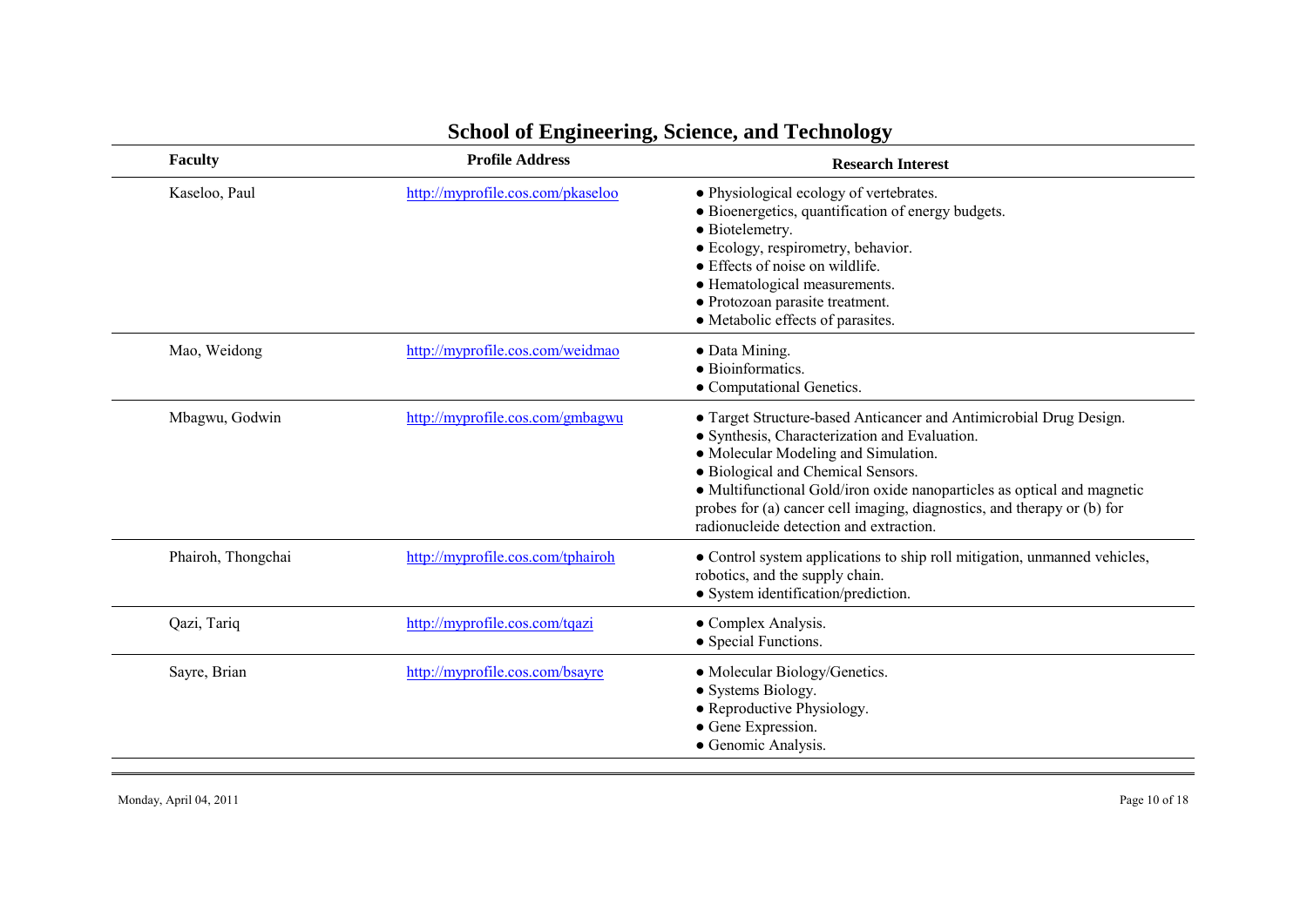# School of Engineering, Science, and Technology

| Faculty | Profile Address | Research Interest |
| --- | --- | --- |
| Kaseloo, Paul | http://myprofile.cos.com/pkaseloo | ● Physiological ecology of vertebrates.<br>● Bioenergetics, quantification of energy budgets.<br>● Biotelemetry.<br>● Ecology, respirometry, behavior.<br>● Effects of noise on wildlife.<br>● Hematological measurements.<br>● Protozoan parasite treatment.<br>● Metabolic effects of parasites. |
| Mao, Weidong | http://myprofile.cos.com/weidmao | ● Data Mining.<br>● Bioinformatics.<br>● Computational Genetics. |
| Mbagwu, Godwin | http://myprofile.cos.com/gmbagwu | ● Target Structure-based Anticancer and Antimicrobial Drug Design.<br>● Synthesis, Characterization and Evaluation.<br>● Molecular Modeling and Simulation.<br>● Biological and Chemical Sensors.<br>● Multifunctional Gold/iron oxide nanoparticles as optical and magnetic probes for (a) cancer cell imaging, diagnostics, and therapy or (b) for radionucleide detection and extraction. |
| Phairoh, Thongchai | http://myprofile.cos.com/tphairoh | ● Control system applications to ship roll mitigation, unmanned vehicles, robotics, and the supply chain.<br>● System identification/prediction. |
| Qazi, Tariq | http://myprofile.cos.com/tqazi | ● Complex Analysis.<br>● Special Functions. |
| Sayre, Brian | http://myprofile.cos.com/bsayre | ● Molecular Biology/Genetics.<br>● Systems Biology.<br>● Reproductive Physiology.<br>● Gene Expression.<br>● Genomic Analysis. |

Monday, April 04, 2011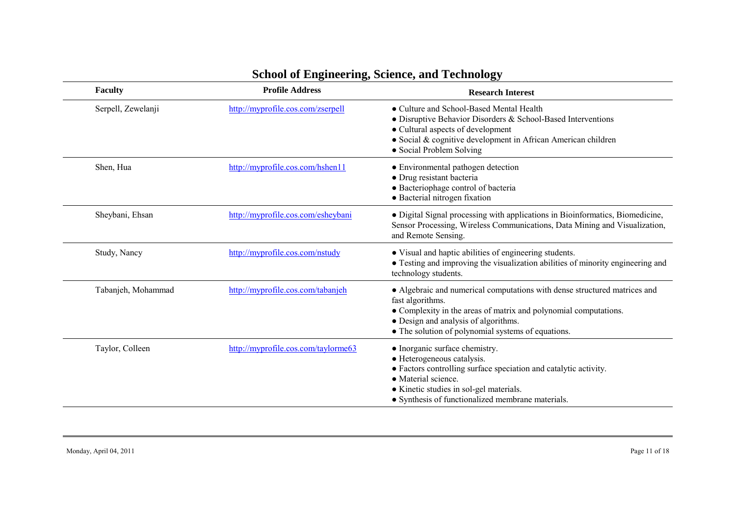## School of Engineering, Science, and Technology

| Faculty | Profile Address | Research Interest |
|---|---|---|
| Serpell, Zewelanji | http://myprofile.cos.com/zserpell | ● Culture and School-Based Mental Health<br>● Disruptive Behavior Disorders & School-Based Interventions<br>● Cultural aspects of development<br>● Social & cognitive development in African American children<br>● Social Problem Solving |
| Shen, Hua | http://myprofile.cos.com/hshen11 | ● Environmental pathogen detection<br>● Drug resistant bacteria<br>● Bacteriophage control of bacteria<br>● Bacterial nitrogen fixation |
| Sheybani, Ehsan | http://myprofile.cos.com/esheybani | ● Digital Signal processing with applications in Bioinformatics, Biomedicine, Sensor Processing, Wireless Communications, Data Mining and Visualization, and Remote Sensing. |
| Study, Nancy | http://myprofile.cos.com/nstudy | ● Visual and haptic abilities of engineering students.<br>● Testing and improving the visualization abilities of minority engineering and technology students. |
| Tabanjeh, Mohammad | http://myprofile.cos.com/tabanjeh | ● Algebraic and numerical computations with dense structured matrices and fast algorithms.<br>● Complexity in the areas of matrix and polynomial computations.<br>● Design and analysis of algorithms.<br>● The solution of polynomial systems of equations. |
| Taylor, Colleen | http://myprofile.cos.com/taylorme63 | ● Inorganic surface chemistry.<br>● Heterogeneous catalysis.<br>● Factors controlling surface speciation and catalytic activity.<br>● Material science.<br>● Kinetic studies in sol-gel materials.<br>● Synthesis of functionalized membrane materials. |

Monday, April 04, 2011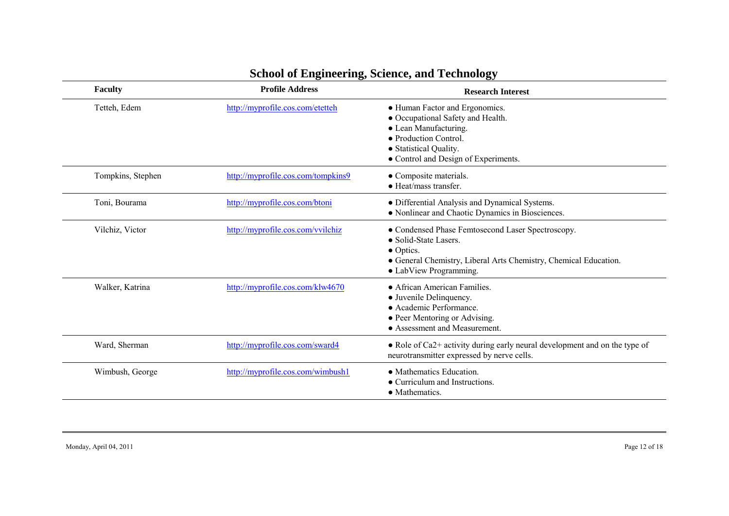## School of Engineering, Science, and Technology

| Faculty | Profile Address | Research Interest |
|---|---|---|
| Tetteh, Edem | http://myprofile.cos.com/etetteh | ● Human Factor and Ergonomics.<br>● Occupational Safety and Health.<br>● Lean Manufacturing.<br>● Production Control.<br>● Statistical Quality.<br>● Control and Design of Experiments. |
| Tompkins, Stephen | http://myprofile.cos.com/tompkins9 | ● Composite materials.<br>● Heat/mass transfer. |
| Toni, Bourama | http://myprofile.cos.com/btoni | ● Differential Analysis and Dynamical Systems.<br>● Nonlinear and Chaotic Dynamics in Biosciences. |
| Vilchiz, Victor | http://myprofile.cos.com/vvilchiz | ● Condensed Phase Femtosecond Laser Spectroscopy.<br>● Solid-State Lasers.<br>● Optics.<br>● General Chemistry, Liberal Arts Chemistry, Chemical Education.<br>● LabView Programming. |
| Walker, Katrina | http://myprofile.cos.com/klw4670 | ● African American Families.<br>● Juvenile Delinquency.<br>● Academic Performance.<br>● Peer Mentoring or Advising.<br>● Assessment and Measurement. |
| Ward, Sherman | http://myprofile.cos.com/sward4 | ● Role of $Ca^{2+}$ activity during early neural development and on the type of neurotransmitter expressed by nerve cells. |
| Wimbush, George | http://myprofile.cos.com/wimbush1 | ● Mathematics Education.<br>● Curriculum and Instructions.<br>● Mathematics. |

Monday, April 04, 2011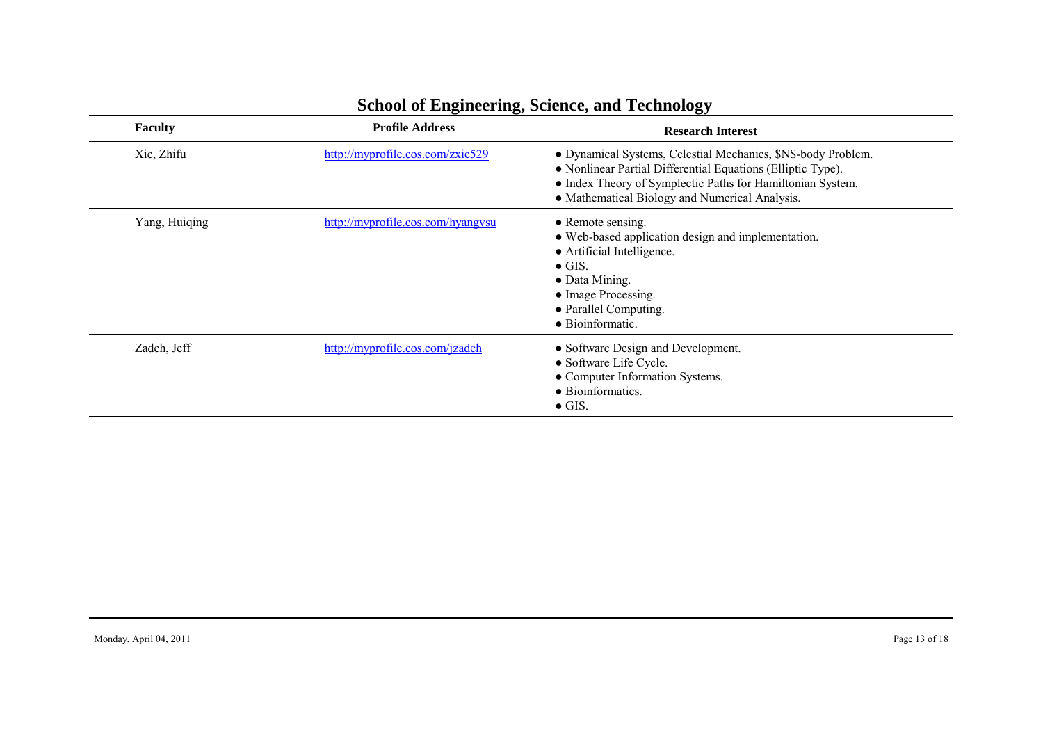## School of Engineering, Science, and Technology

| Faculty | Profile Address | Research Interest |
|---|---|---|
| Xie, Zhifu | http://myprofile.cos.com/zxie529 | ● Dynamical Systems, Celestial Mechanics, $N$-body Problem.<br>● Nonlinear Partial Differential Equations (Elliptic Type).<br>● Index Theory of Symplectic Paths for Hamiltonian System.<br>● Mathematical Biology and Numerical Analysis. |
| Yang, Huiqing | http://myprofile.cos.com/hyangvsu | ● Remote sensing.<br>● Web-based application design and implementation.<br>● Artificial Intelligence.<br>● GIS.<br>● Data Mining.<br>● Image Processing.<br>● Parallel Computing.<br>● Bioinformatic. |
| Zadeh, Jeff | http://myprofile.cos.com/jzadeh | ● Software Design and Development.<br>● Software Life Cycle.<br>● Computer Information Systems.<br>● Bioinformatics.<br>● GIS. |

Monday, April 04, 2011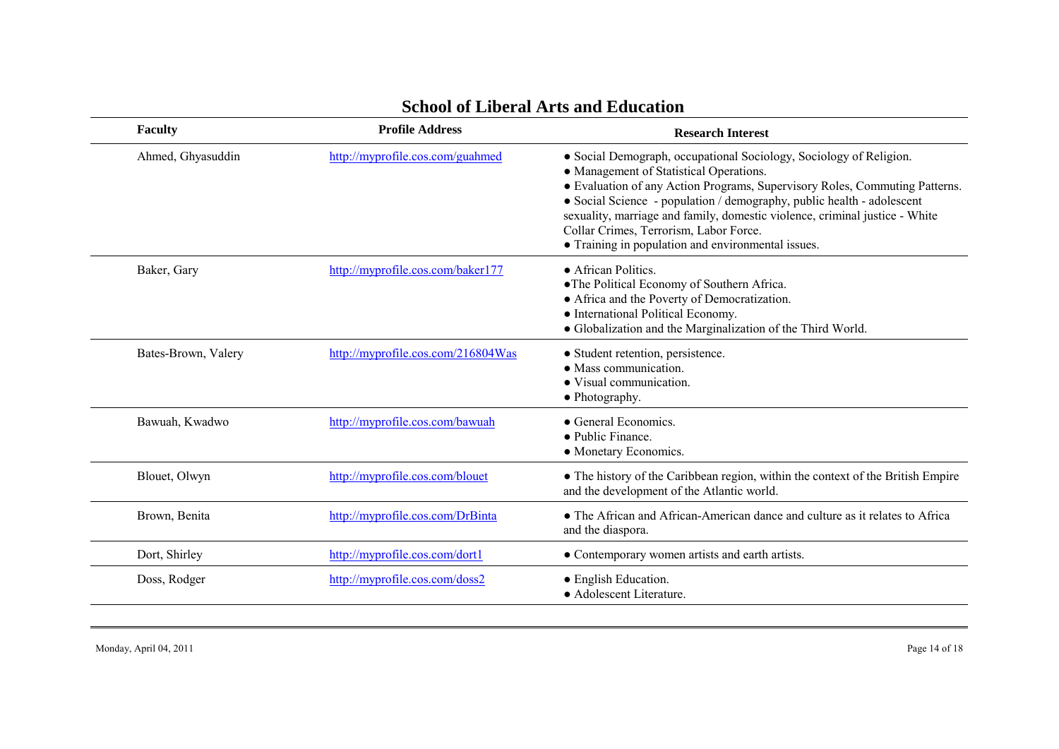## School of Liberal Arts and Education

| Faculty | Profile Address | Research Interest |
|---|---|---|
| Ahmed, Ghyasuddin | http://myprofile.cos.com/guahmed | ● Social Demograph, occupational Sociology, Sociology of Religion.<br>● Management of Statistical Operations.<br>● Evaluation of any Action Programs, Supervisory Roles, Commuting Patterns.<br>● Social Science - population / demography, public health - adolescent sexuality, marriage and family, domestic violence, criminal justice - White Collar Crimes, Terrorism, Labor Force.<br>● Training in population and environmental issues. |
| Baker, Gary | http://myprofile.cos.com/baker177 | ● African Politics.<br>●The Political Economy of Southern Africa.<br>● Africa and the Poverty of Democratization.<br>● International Political Economy.<br>● Globalization and the Marginalization of the Third World. |
| Bates-Brown, Valery | http://myprofile.cos.com/216804Was | ● Student retention, persistence.<br>● Mass communication.<br>● Visual communication.<br>● Photography. |
| Bawuah, Kwadwo | http://myprofile.cos.com/bawuah | ● General Economics.<br>● Public Finance.<br>● Monetary Economics. |
| Blouet, Olwyn | http://myprofile.cos.com/blouet | ● The history of the Caribbean region, within the context of the British Empire and the development of the Atlantic world. |
| Brown, Benita | http://myprofile.cos.com/DrBinta | ● The African and African-American dance and culture as it relates to Africa and the diaspora. |
| Dort, Shirley | http://myprofile.cos.com/dort1 | ● Contemporary women artists and earth artists. |
| Doss, Rodger | http://myprofile.cos.com/doss2 | ● English Education.<br>● Adolescent Literature. |

Monday, April 04, 2011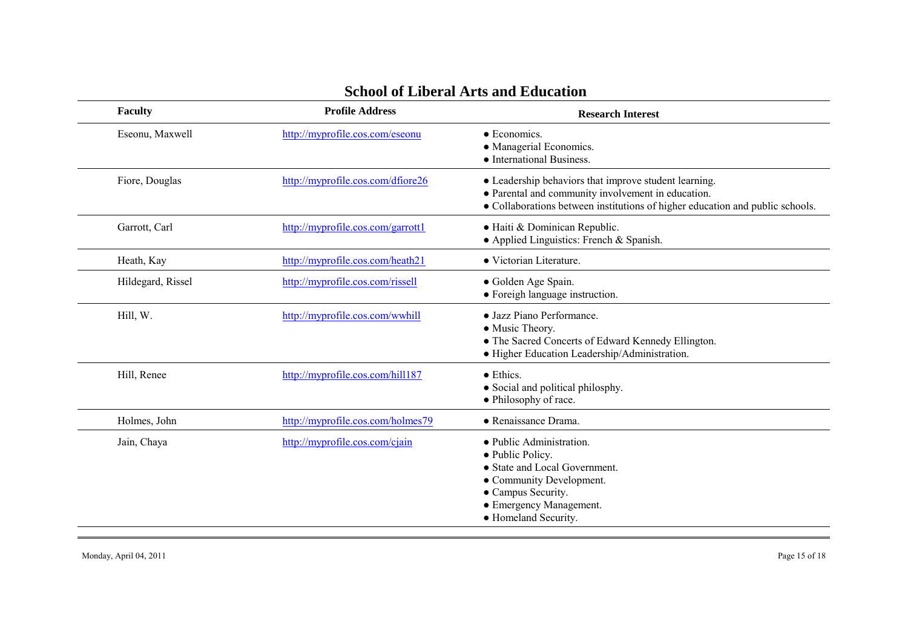## School of Liberal Arts and Education

| Faculty | Profile Address | Research Interest |
|---|---|---|
| Eseonu, Maxwell | http://myprofile.cos.com/eseonu | ● Economics.<br>● Managerial Economics.<br>● International Business. |
| Fiore, Douglas | http://myprofile.cos.com/dfiore26 | ● Leadership behaviors that improve student learning.<br>● Parental and community involvement in education.<br>● Collaborations between institutions of higher education and public schools. |
| Garrott, Carl | http://myprofile.cos.com/garrott1 | ● Haiti & Dominican Republic.<br>● Applied Linguistics: French & Spanish. |
| Heath, Kay | http://myprofile.cos.com/heath21 | ● Victorian Literature. |
| Hildegard, Rissel | http://myprofile.cos.com/rissell | ● Golden Age Spain.<br>● Foreign language instruction. |
| Hill, W. | http://myprofile.cos.com/wwhill | ● Jazz Piano Performance.<br>● Music Theory.<br>● The Sacred Concerts of Edward Kennedy Ellington.<br>● Higher Education Leadership/Administration. |
| Hill, Renee | http://myprofile.cos.com/hill187 | ● Ethics.<br>● Social and political philosphy.<br>● Philosophy of race. |
| Holmes, John | http://myprofile.cos.com/holmes79 | ● Renaissance Drama. |
| Jain, Chaya | http://myprofile.cos.com/cjain | ● Public Administration.<br>● Public Policy.<br>● State and Local Government.<br>● Community Development.<br>● Campus Security.<br>● Emergency Management.<br>● Homeland Security. |

Monday, April 04, 2011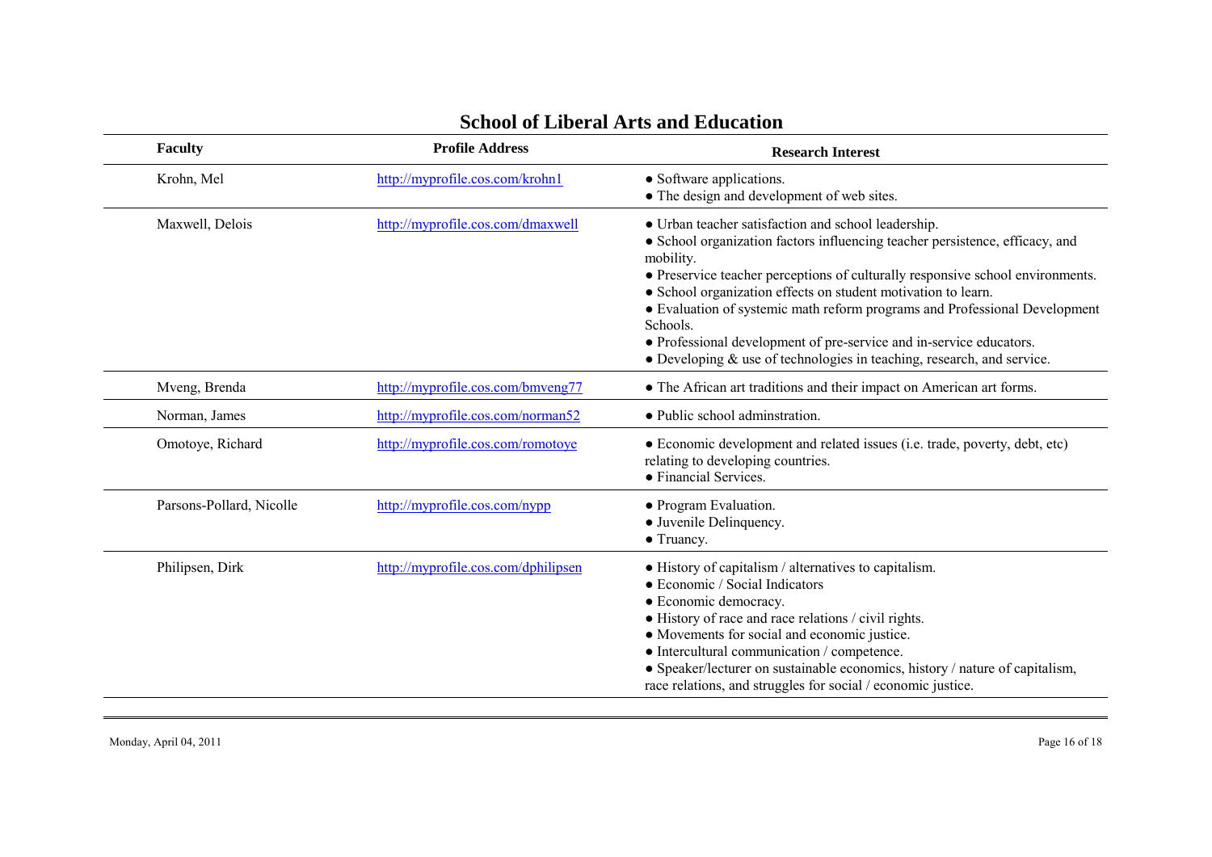# School of Liberal Arts and Education

| Faculty | Profile Address | Research Interest |
|---|---|---|
| Krohn, Mel | http://myprofile.cos.com/krohn1 | ● Software applications.<br>● The design and development of web sites. |
| Maxwell, Delois | http://myprofile.cos.com/dmaxwell | ● Urban teacher satisfaction and school leadership.<br>● School organization factors influencing teacher persistence, efficacy, and mobility.<br>● Preservice teacher perceptions of culturally responsive school environments.<br>● School organization effects on student motivation to learn.<br>● Evaluation of systemic math reform programs and Professional Development Schools.<br>● Professional development of pre-service and in-service educators.<br>● Developing & use of technologies in teaching, research, and service. |
| Mveng, Brenda | http://myprofile.cos.com/bmveng77 | ● The African art traditions and their impact on American art forms. |
| Norman, James | http://myprofile.cos.com/norman52 | ● Public school adminstration. |
| Omotoye, Richard | http://myprofile.cos.com/romotoye | ● Economic development and related issues (i.e. trade, poverty, debt, etc) relating to developing countries.<br>● Financial Services. |
| Parsons-Pollard, Nicolle | http://myprofile.cos.com/nypp | ● Program Evaluation.<br>● Juvenile Delinquency.<br>● Truancy. |
| Philipsen, Dirk | http://myprofile.cos.com/dphilipsen | ● History of capitalism / alternatives to capitalism.<br>● Economic / Social Indicators<br>● Economic democracy.<br>● History of race and race relations / civil rights.<br>● Movements for social and economic justice.<br>● Intercultural communication / competence.<br>● Speaker/lecturer on sustainable economics, history / nature of capitalism, race relations, and struggles for social / economic justice. |

Monday, April 04, 2011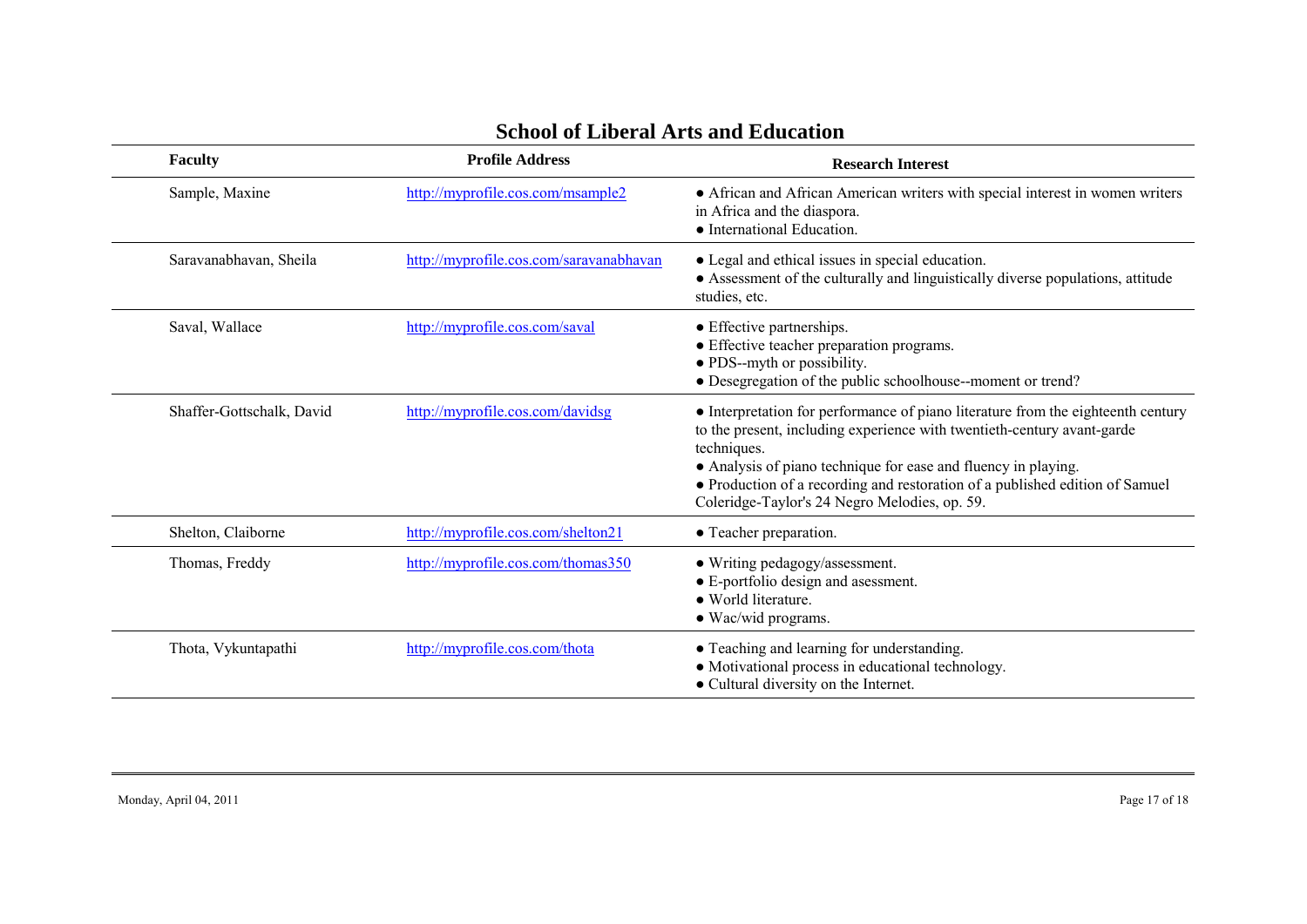# School of Liberal Arts and Education

| Faculty | Profile Address | Research Interest |
|---|---|---|
| Sample, Maxine | http://myprofile.cos.com/msample2 | ● African and African American writers with special interest in women writers in Africa and the diaspora.<br>● International Education. |
| Saravanabhavan, Sheila | http://myprofile.cos.com/saravanabhavan | ● Legal and ethical issues in special education.<br>● Assessment of the culturally and linguistically diverse populations, attitude studies, etc. |
| Saval, Wallace | http://myprofile.cos.com/saval | ● Effective partnerships.<br>● Effective teacher preparation programs.<br>● PDS--myth or possibility.<br>● Desegregation of the public schoolhouse--moment or trend? |
| Shaffer-Gottschalk, David | http://myprofile.cos.com/davidsg | ● Interpretation for performance of piano literature from the eighteenth century to the present, including experience with twentieth-century avant-garde techniques.<br>● Analysis of piano technique for ease and fluency in playing.<br>● Production of a recording and restoration of a published edition of Samuel Coleridge-Taylor's 24 Negro Melodies, op. 59. |
| Shelton, Claiborne | http://myprofile.cos.com/shelton21 | ● Teacher preparation. |
| Thomas, Freddy | http://myprofile.cos.com/thomas350 | ● Writing pedagogy/assessment.<br>● E-portfolio design and asessment.<br>● World literature.<br>● Wac/wid programs. |
| Thota, Vykuntapathi | http://myprofile.cos.com/thota | ● Teaching and learning for understanding.<br>● Motivational process in educational technology.<br>● Cultural diversity on the Internet. |

Monday, April 04, 2011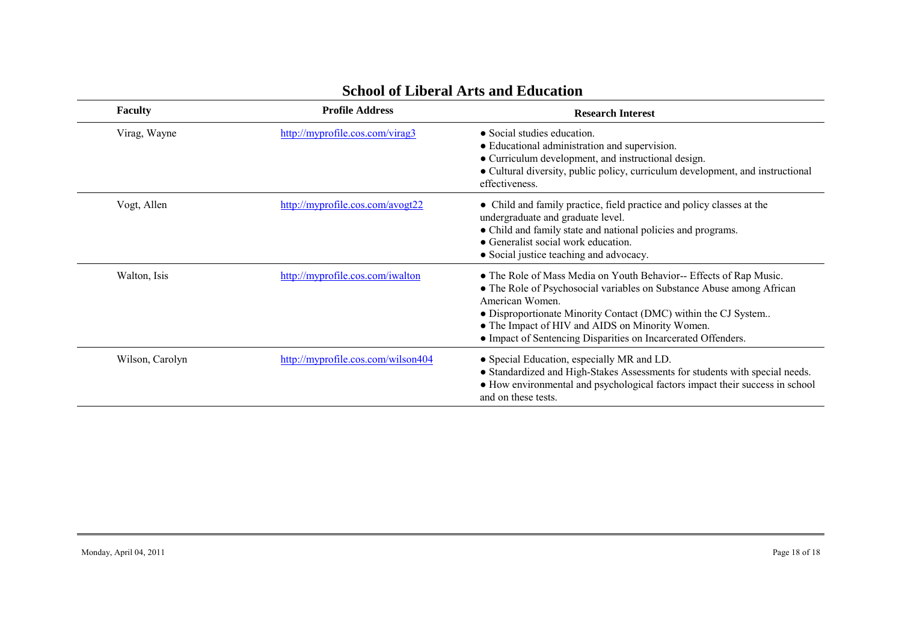## School of Liberal Arts and Education

| Faculty | Profile Address | Research Interest |
|---|---|---|
| Virag, Wayne | http://myprofile.cos.com/virag3 | ● Social studies education.<br>● Educational administration and supervision.<br>● Curriculum development, and instructional design.<br>● Cultural diversity, public policy, curriculum development, and instructional effectiveness. |
| Vogt, Allen | http://myprofile.cos.com/avogt22 | ● Child and family practice, field practice and policy classes at the undergraduate and graduate level.<br>● Child and family state and national policies and programs.<br>● Generalist social work education.<br>● Social justice teaching and advocacy. |
| Walton, Isis | http://myprofile.cos.com/iwalton | ● The Role of Mass Media on Youth Behavior-- Effects of Rap Music.<br>● The Role of Psychosocial variables on Substance Abuse among African American Women.<br>● Disproportionate Minority Contact (DMC) within the CJ System..<br>● The Impact of HIV and AIDS on Minority Women.<br>● Impact of Sentencing Disparities on Incarcerated Offenders. |
| Wilson, Carolyn | http://myprofile.cos.com/wilson404 | ● Special Education, especially MR and LD.<br>● Standardized and High-Stakes Assessments for students with special needs.<br>● How environmental and psychological factors impact their success in school and on these tests. |

Monday, April 04, 2011